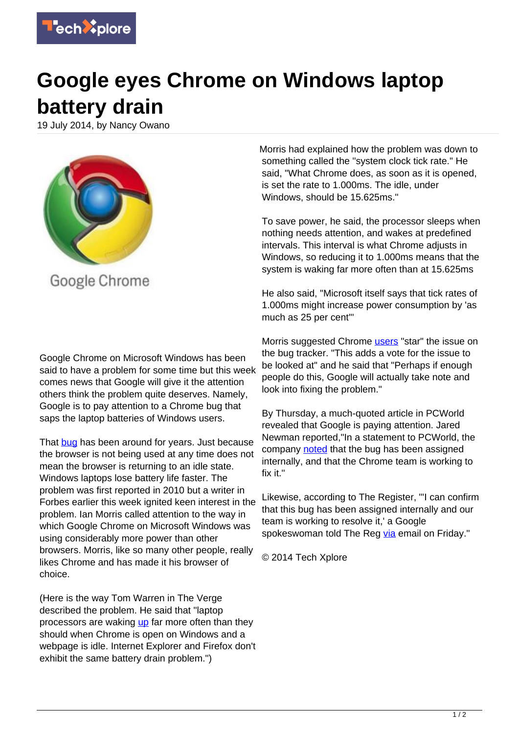# Google eyes Chrome on Windows laptop battery drain

19 July 2014, by Nancy Owano

Google Chrome on Microsoft Windows has been said to have a problem for some time but this week comes news that Google will give it the attention others think the problem quite deserves. Namely, Google is to pay attention to a Chrome bug that saps the laptop batteries of Windows users.

That bug has been around for years. Just because the browser is not being used at any time does not mean the browser is returning to an idle state. Windows laptops lose battery life faster. The problem was first reported in 2010 but a writer in Forbes earlier this week ignited keen interest in the problem. Ian Morris called attention to the way in which Google Chrome on Microsoft Windows was using considerably more power than other browsers. Morris, like so many other people, really likes Chrome and has made it his browser of choice.

(Here is the way Tom Warren in The Verge described the problem. He said that "laptop processors are waking up far more often than they should when Chrome is open on Windows and a webpage is idle. Internet Explorer and Firefox don't exhibit the same battery drain problem.")

Morris had explained how the problem was down to something called the "system clock tick rate." He said, "What Chrome does, as soon as it is opened, is set the rate to 1.000ms. The idle, under Windows, should be 15.625ms."

To save power, he said, the processor sleeps when nothing needs attention, and wakes at predefined intervals. This interval is what Chrome adjusts in Windows, so reducing it to 1.000ms means that the system is waking far more often than at 15.625ms

He also said, "Microsoft itself says that tick rates of 1.000ms might increase power consumption by 'as much as 25 per cent'"

Morris suggested Chrome users "star" the issue on the bug tracker. "This adds a vote for the issue to be looked at" and he said that "Perhaps if enough people do this, Google will actually take note and look into fixing the problem."

By Thursday, a much-quoted article in PCWorld revealed that Google is paying attention. Jared Newman reported,"In a statement to PCWorld, the company noted that the bug has been assigned internally, and that the Chrome team is working to fix it."

Likewise, according to The Register, "'I can confirm that this bug has been assigned internally and our team is working to resolve it,' a Google spokeswoman told The Reg via email on Friday."

© 2014 Tech Xplore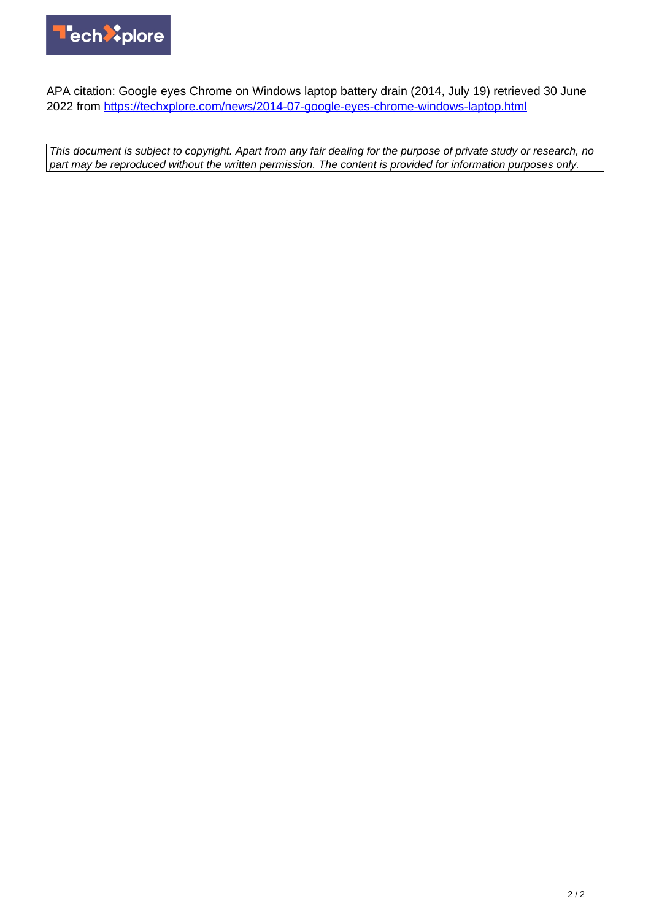APA citation: Google eyes Chrome on Windows laptop battery drain (2014, July 19) retrieved 30 June 2022 from https://techxplore.com/news/2014-07-google-eyes-chrome-windows-laptop.html

*This document is subject to copyright. Apart from any fair dealing for the purpose of private study or research, no part may be reproduced without the written permission. The content is provided for information purposes only.*